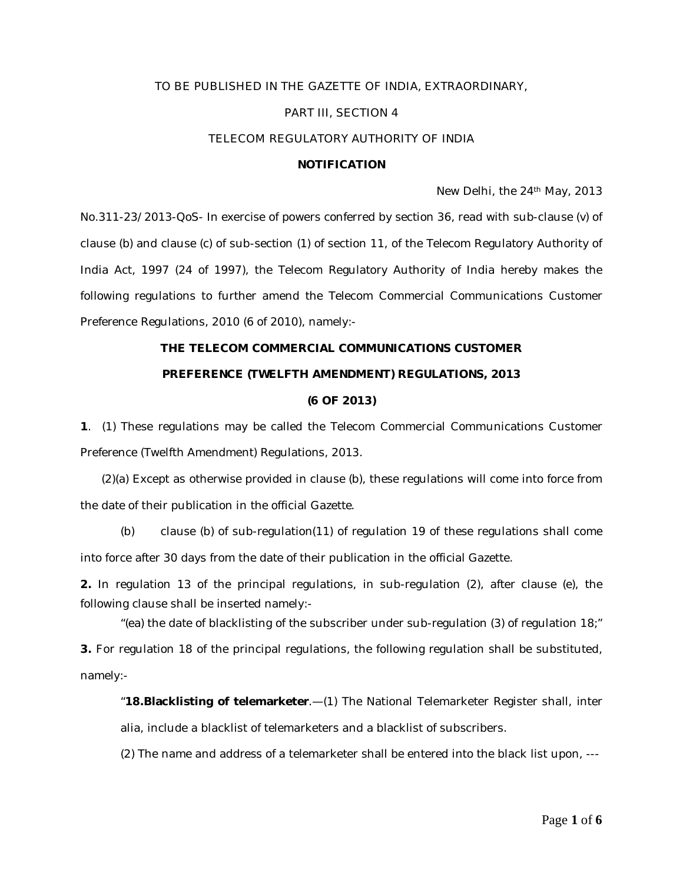TO BE PUBLISHED IN THE GAZETTE OF INDIA, EXTRAORDINARY,

PART III, SECTION 4

TELECOM REGULATORY AUTHORITY OF INDIA

**NOTIFICATION**

New Delhi, the 24th May, 2013

No.311-23/2013-QoS- In exercise of powers conferred by section 36, read with sub-clause (v) of clause (b) and clause (c) of sub-section (1) of section 11, of the Telecom Regulatory Authority of India Act, 1997 (24 of 1997), the Telecom Regulatory Authority of India hereby makes the following regulations to further amend the Telecom Commercial Communications Customer Preference Regulations, 2010 (6 of 2010), namely:-

**THE TELECOM COMMERCIAL COMMUNICATIONS CUSTOMER PREFERENCE (TWELFTH AMENDMENT) REGULATIONS, 2013**

**(6 OF 2013)**

**1**. (1) These regulations may be called the Telecom Commercial Communications Customer Preference (Twelfth Amendment) Regulations, 2013.

(2)(a) Except as otherwise provided in clause (b), these regulations will come into force from the date of their publication in the official Gazette.

(b) clause (b) of sub-regulation(11) of regulation 19 of these regulations shall come into force after 30 days from the date of their publication in the official Gazette.

**2.** In regulation 13 of the principal regulations, in sub-regulation (2), after clause (e), the following clause shall be inserted namely:-

"(ea) the date of blacklisting of the subscriber under sub-regulation (3) of regulation 18;"

**3.** For regulation 18 of the principal regulations, the following regulation shall be substituted, namely:-

"**18.Blacklisting of telemarketer**.—(1) The National Telemarketer Register shall, inter alia, include a blacklist of telemarketers and a blacklist of subscribers.

(2) The name and address of a telemarketer shall be entered into the black list upon, ---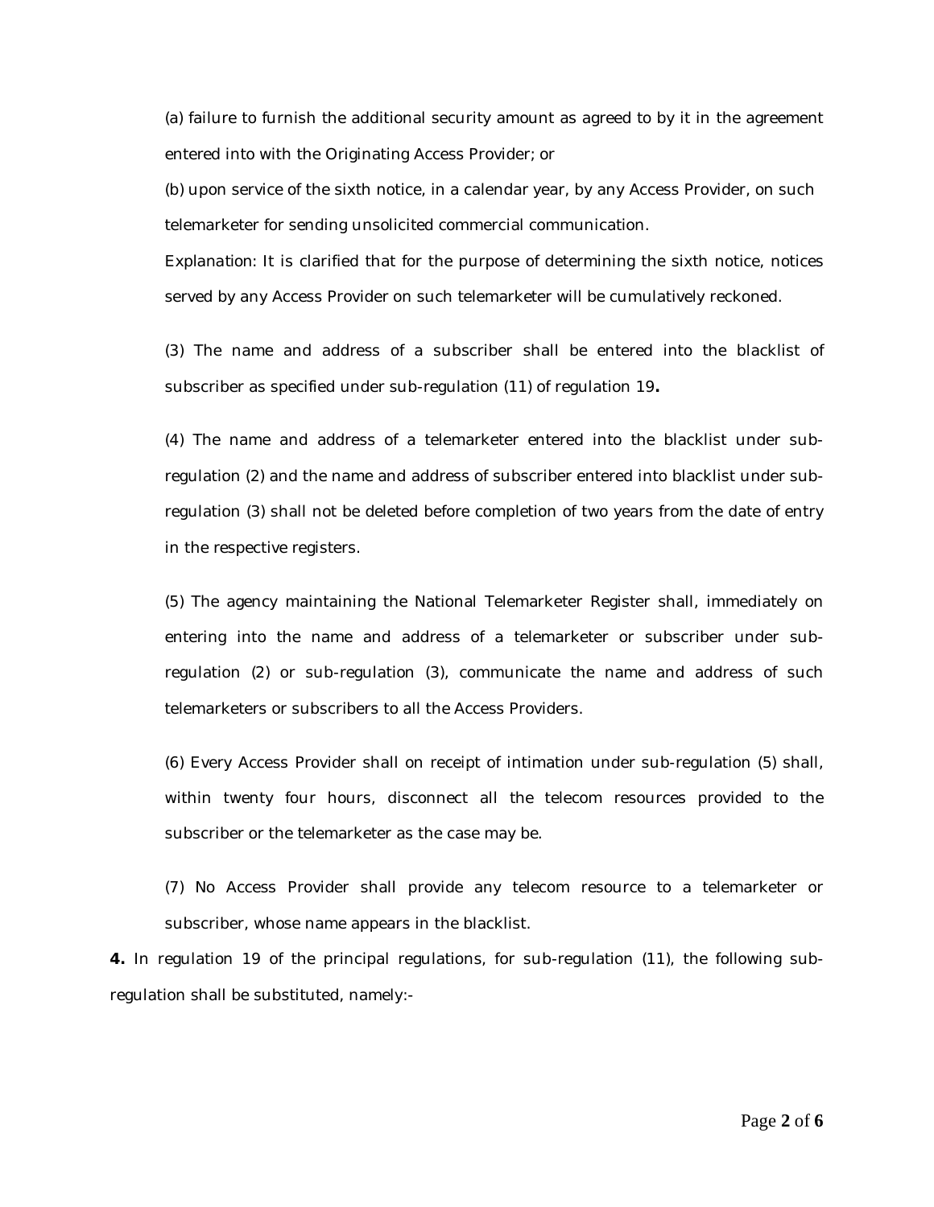(a) failure to furnish the additional security amount as agreed to by it in the agreement entered into with the Originating Access Provider; or

(b) upon service of the sixth notice, in a calendar year, by any Access Provider, on such telemarketer for sending unsolicited commercial communication.

Explanation: It is clarified that for the purpose of determining the sixth notice, notices served by any Access Provider on such telemarketer will be cumulatively reckoned.

(3) The name and address of a subscriber shall be entered into the blacklist of subscriber as specified under sub-regulation (11) of regulation 19**.**

(4) The name and address of a telemarketer entered into the blacklist under sub-regulation (2) and the name and address of subscriber entered into blacklist under sub-regulation (3) shall not be deleted before completion of two years from the date of entry in the respective registers.

(5) The agency maintaining the National Telemarketer Register shall, immediately on entering into the name and address of a telemarketer or subscriber under sub-regulation (2) or sub-regulation (3), communicate the name and address of such telemarketers or subscribers to all the Access Providers.

(6) Every Access Provider shall on receipt of intimation under sub-regulation (5) shall, within twenty four hours, disconnect all the telecom resources provided to the subscriber or the telemarketer as the case may be.

(7) No Access Provider shall provide any telecom resource to a telemarketer or subscriber, whose name appears in the blacklist.

**4.** In regulation 19 of the principal regulations, for sub-regulation (11), the following sub-regulation shall be substituted, namely:-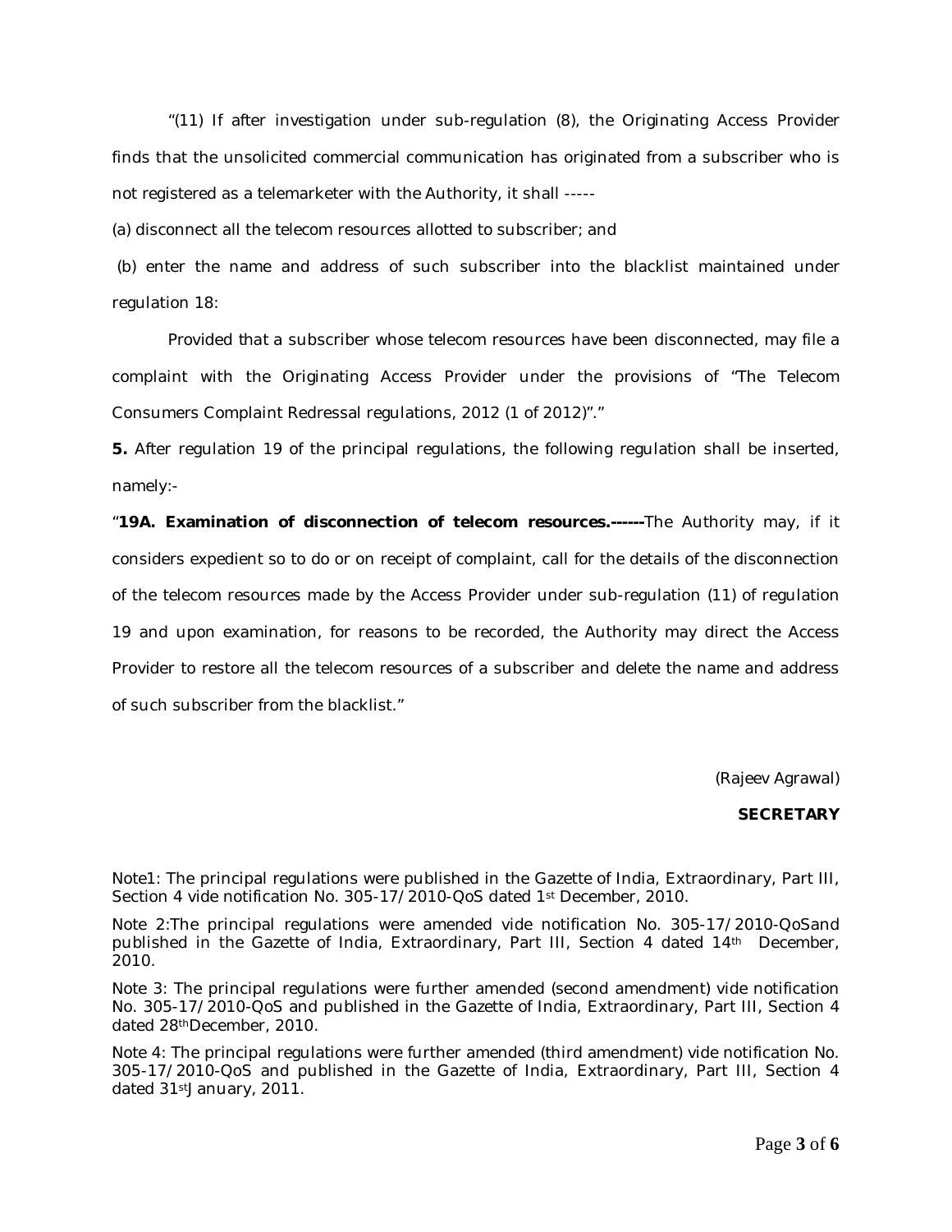"(11) If after investigation under sub-regulation (8), the Originating Access Provider finds that the unsolicited commercial communication has originated from a subscriber who is not registered as a telemarketer with the Authority, it shall -----

(a) disconnect all the telecom resources allotted to subscriber; and

(b) enter the name and address of such subscriber into the blacklist maintained under regulation 18:

Provided that a subscriber whose telecom resources have been disconnected, may file a complaint with the Originating Access Provider under the provisions of "The Telecom Consumers Complaint Redressal regulations, 2012 (1 of 2012)"."

**5.** After regulation 19 of the principal regulations, the following regulation shall be inserted, namely:-

"**19A. Examination of disconnection of telecom resources.------**The Authority may, if it considers expedient so to do or on receipt of complaint, call for the details of the disconnection of the telecom resources made by the Access Provider under sub-regulation (11) of regulation 19 and upon examination, for reasons to be recorded, the Authority may direct the Access Provider to restore all the telecom resources of a subscriber and delete the name and address of such subscriber from the blacklist."

(Rajeev Agrawal)

**SECRETARY**

Note1: The principal regulations were published in the Gazette of India, Extraordinary, Part III, Section 4 vide notification No. 305-17/2010-QoS dated 1st December, 2010.

Note 2:The principal regulations were amended vide notification No. 305-17/2010-QoSand published in the Gazette of India, Extraordinary, Part III, Section 4 dated 14th December, 2010.

Note 3: The principal regulations were further amended (second amendment) vide notification No. 305-17/2010-QoS and published in the Gazette of India, Extraordinary, Part III, Section 4 dated 28thDecember, 2010.

Note 4: The principal regulations were further amended (third amendment) vide notification No. 305-17/2010-QoS and published in the Gazette of India, Extraordinary, Part III, Section 4 dated 31stJanuary, 2011.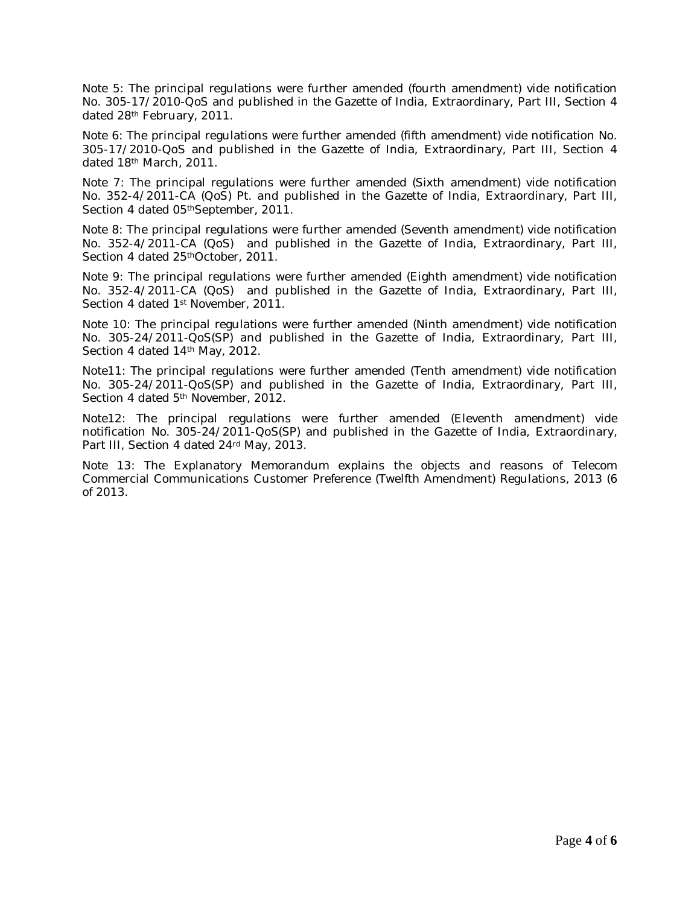Note 5: The principal regulations were further amended (fourth amendment) vide notification No. 305-17/2010-QoS and published in the Gazette of India, Extraordinary, Part III, Section 4 dated 28th February, 2011.

Note 6: The principal regulations were further amended (fifth amendment) vide notification No. 305-17/2010-QoS and published in the Gazette of India, Extraordinary, Part III, Section 4 dated 18th March, 2011.

Note 7: The principal regulations were further amended (Sixth amendment) vide notification No. 352-4/2011-CA (QoS) Pt. and published in the Gazette of India, Extraordinary, Part III, Section 4 dated 05thSeptember, 2011.

Note 8: The principal regulations were further amended (Seventh amendment) vide notification No. 352-4/2011-CA (QoS) and published in the Gazette of India, Extraordinary, Part III, Section 4 dated 25thOctober, 2011.

Note 9: The principal regulations were further amended (Eighth amendment) vide notification No. 352-4/2011-CA (QoS) and published in the Gazette of India, Extraordinary, Part III, Section 4 dated 1st November, 2011.

Note 10: The principal regulations were further amended (Ninth amendment) vide notification No. 305-24/2011-QoS(SP) and published in the Gazette of India, Extraordinary, Part III, Section 4 dated 14th May, 2012.

Note11: The principal regulations were further amended (Tenth amendment) vide notification No. 305-24/2011-QoS(SP) and published in the Gazette of India, Extraordinary, Part III, Section 4 dated 5th November, 2012.

Note12: The principal regulations were further amended (Eleventh amendment) vide notification No. 305-24/2011-QoS(SP) and published in the Gazette of India, Extraordinary, Part III, Section 4 dated 24rd May, 2013.

Note 13: The Explanatory Memorandum explains the objects and reasons of Telecom Commercial Communications Customer Preference (Twelfth Amendment) Regulations, 2013 (6 of 2013.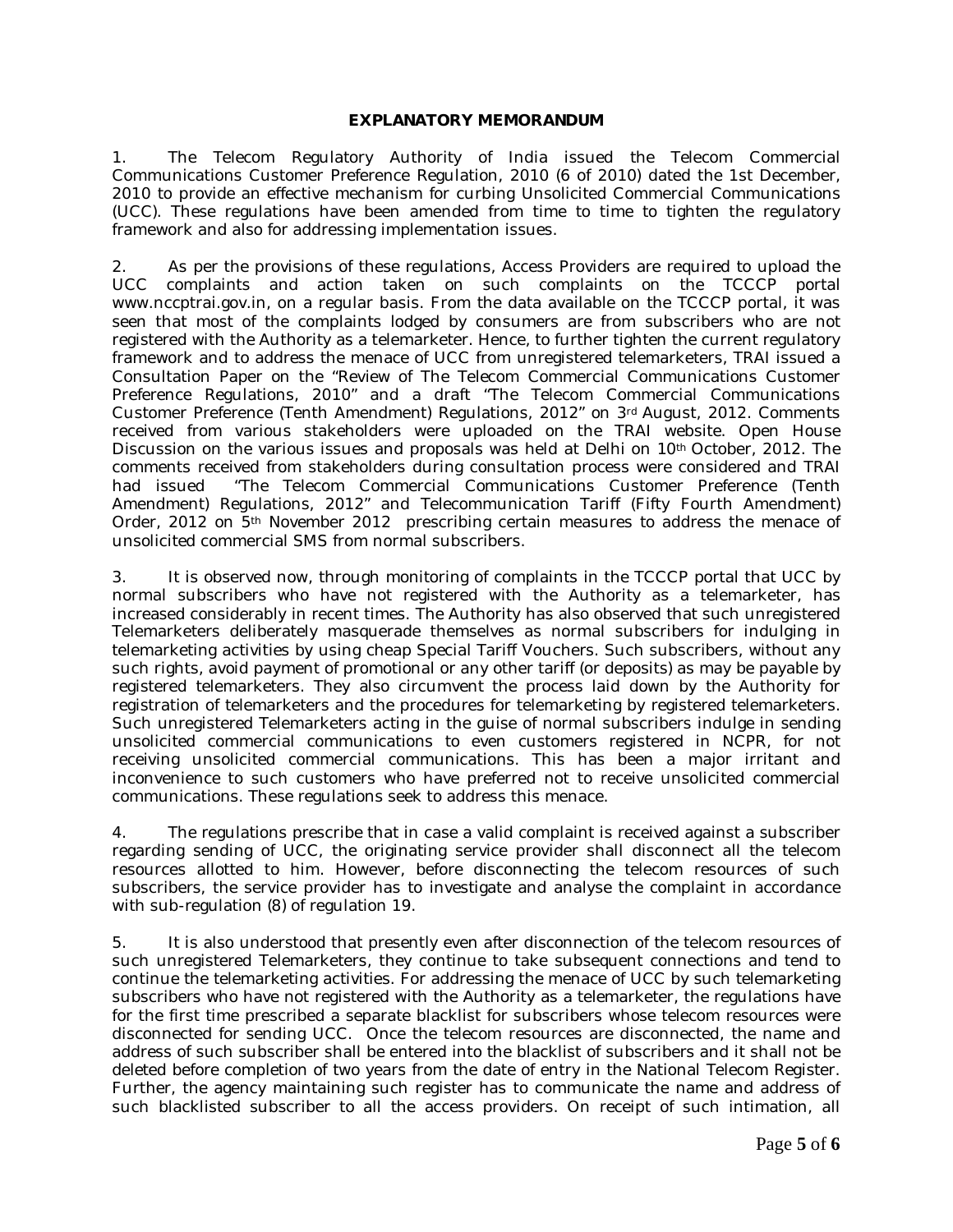**EXPLANATORY MEMORANDUM**

1. The Telecom Regulatory Authority of India issued the Telecom Commercial Communications Customer Preference Regulation, 2010 (6 of 2010) dated the 1st December, 2010 to provide an effective mechanism for curbing Unsolicited Commercial Communications (UCC). These regulations have been amended from time to time to tighten the regulatory framework and also for addressing implementation issues.

2. As per the provisions of these regulations, Access Providers are required to upload the UCC complaints and action taken on such complaints on the TCCCP portal www.nccptrai.gov.in, on a regular basis. From the data available on the TCCCP portal, it was seen that most of the complaints lodged by consumers are from subscribers who are not registered with the Authority as a telemarketer. Hence, to further tighten the current regulatory framework and to address the menace of UCC from unregistered telemarketers, TRAI issued a Consultation Paper on the "Review of The Telecom Commercial Communications Customer Preference Regulations, 2010" and a draft "The Telecom Commercial Communications Customer Preference (Tenth Amendment) Regulations, 2012" on 3rd August, 2012. Comments received from various stakeholders were uploaded on the TRAI website. Open House Discussion on the various issues and proposals was held at Delhi on 10th October, 2012. The comments received from stakeholders during consultation process were considered and TRAI had issued "The Telecom Commercial Communications Customer Preference (Tenth Amendment) Regulations, 2012" and Telecommunication Tariff (Fifty Fourth Amendment) Order, 2012 on 5th November 2012 prescribing certain measures to address the menace of unsolicited commercial SMS from normal subscribers.

3. It is observed now, through monitoring of complaints in the TCCCP portal that UCC by normal subscribers who have not registered with the Authority as a telemarketer, has increased considerably in recent times. The Authority has also observed that such unregistered Telemarketers deliberately masquerade themselves as normal subscribers for indulging in telemarketing activities by using cheap Special Tariff Vouchers. Such subscribers, without any such rights, avoid payment of promotional or any other tariff (or deposits) as may be payable by registered telemarketers. They also circumvent the process laid down by the Authority for registration of telemarketers and the procedures for telemarketing by registered telemarketers. Such unregistered Telemarketers acting in the guise of normal subscribers indulge in sending unsolicited commercial communications to even customers registered in NCPR, for not receiving unsolicited commercial communications. This has been a major irritant and inconvenience to such customers who have preferred not to receive unsolicited commercial communications. These regulations seek to address this menace.

4. The regulations prescribe that in case a valid complaint is received against a subscriber regarding sending of UCC, the originating service provider shall disconnect all the telecom resources allotted to him. However, before disconnecting the telecom resources of such subscribers, the service provider has to investigate and analyse the complaint in accordance with sub-regulation (8) of regulation 19.

5. It is also understood that presently even after disconnection of the telecom resources of such unregistered Telemarketers, they continue to take subsequent connections and tend to continue the telemarketing activities. For addressing the menace of UCC by such telemarketing subscribers who have not registered with the Authority as a telemarketer, the regulations have for the first time prescribed a separate blacklist for subscribers whose telecom resources were disconnected for sending UCC. Once the telecom resources are disconnected, the name and address of such subscriber shall be entered into the blacklist of subscribers and it shall not be deleted before completion of two years from the date of entry in the National Telecom Register. Further, the agency maintaining such register has to communicate the name and address of such blacklisted subscriber to all the access providers. On receipt of such intimation, all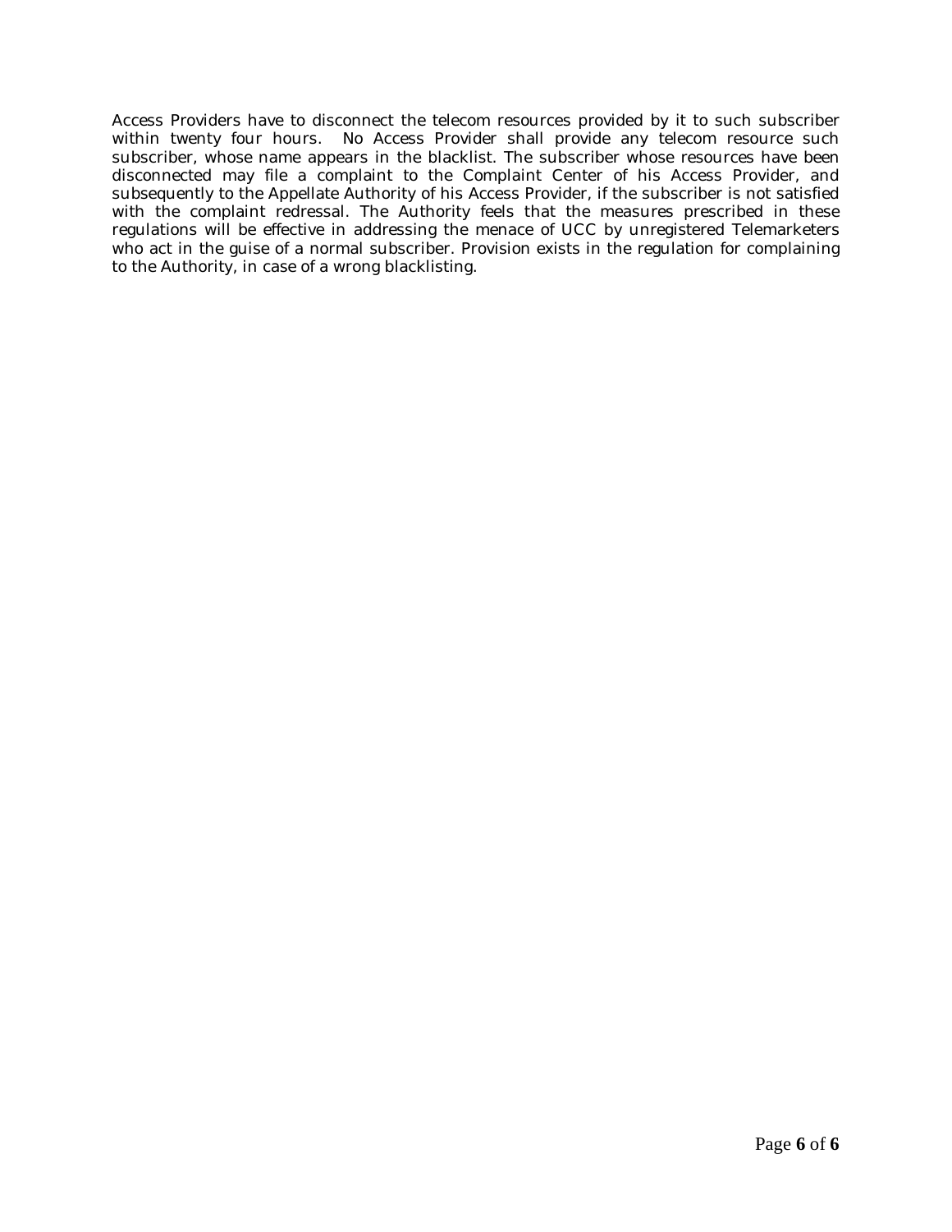Access Providers have to disconnect the telecom resources provided by it to such subscriber within twenty four hours. No Access Provider shall provide any telecom resource such subscriber, whose name appears in the blacklist. The subscriber whose resources have been disconnected may file a complaint to the Complaint Center of his Access Provider, and subsequently to the Appellate Authority of his Access Provider, if the subscriber is not satisfied with the complaint redressal. The Authority feels that the measures prescribed in these regulations will be effective in addressing the menace of UCC by unregistered Telemarketers who act in the guise of a normal subscriber. Provision exists in the regulation for complaining to the Authority, in case of a wrong blacklisting.